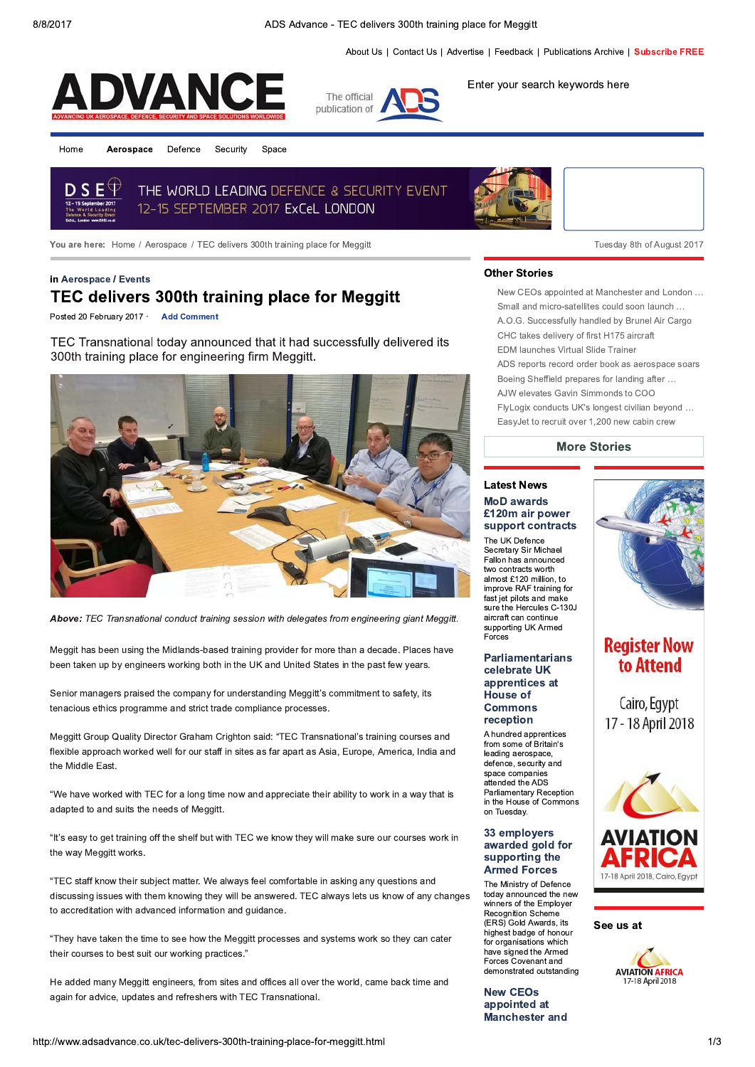About Us | Contact Us | Advertise | Feedback | Publications Archive | Subscribe FREE

# ADVANCE

ADVANCING UK AEROSPACE, DEFENCE, SECURITY AND SPACE SOLUTIONS WORLDWIDE

The official publication of ADS

Enter your search keywords here

Home | Aerospace | Defence | Security | Space

You are here: Home / Aerospace / TEC delivers 300th training place for Meggitt

Tuesday 8th of August 2017

in Aerospace / Events

# TEC delivers 300th training place for Meggitt

Posted 20 February 2017 · Add Comment

TEC Transnational today announced that it had successfully delivered its 300th training place for engineering firm Meggitt.

***Above:*** *TEC Transnational conduct training session with delegates from engineering giant Meggitt.*

Meggit has been using the Midlands-based training provider for more than a decade. Places have been taken up by engineers working both in the UK and United States in the past few years.

Senior managers praised the company for understanding Meggitt's commitment to safety, its tenacious ethics programme and strict trade compliance processes.

Meggitt Group Quality Director Graham Crighton said: "TEC Transnational's training courses and flexible approach worked well for our staff in sites as far apart as Asia, Europe, America, India and the Middle East.

"We have worked with TEC for a long time now and appreciate their ability to work in a way that is adapted to and suits the needs of Meggitt.

"It's easy to get training off the shelf but with TEC we know they will make sure our courses work in the way Meggitt works.

"TEC staff know their subject matter. We always feel comfortable in asking any questions and discussing issues with them knowing they will be answered. TEC always lets us know of any changes to accreditation with advanced information and guidance.

"They have taken the time to see how the Meggitt processes and systems work so they can cater their courses to best suit our working practices."

He added many Meggitt engineers, from sites and offices all over the world, came back time and again for advice, updates and refreshers with TEC Transnational.

## Other Stories

- New CEOs appointed at Manchester and London …
- Small and micro-satellites could soon launch …
- A.O.G. Successfully handled by Brunel Air Cargo
- CHC takes delivery of first H175 aircraft
- EDM launches Virtual Slide Trainer
- ADS reports record order book as aerospace soars
- Boeing Sheffield prepares for landing after …
- AJW elevates Gavin Simmonds to COO
- FlyLogix conducts UK's longest civilian beyond …
- EasyJet to recruit over 1,200 new cabin crew

More Stories

## Latest News

### MoD awards £120m air power support contracts

The UK Defence Secretary Sir Michael Fallon has announced two contracts worth almost £120 million, to improve RAF training for fast jet pilots and make sure the Hercules C-130J aircraft can continue supporting UK Armed Forces

### Parliamentarians celebrate UK apprentices at House of Commons reception

A hundred apprentices from some of Britain's leading aerospace, defence, security and space companies attended the ADS Parliamentary Reception in the House of Commons on Tuesday.

### 33 employers awarded gold for supporting the Armed Forces

The Ministry of Defence today announced the new winners of the Employer Recognition Scheme (ERS) Gold Awards, its highest badge of honour for organisations which have signed the Armed Forces Covenant and demonstrated outstanding

### New CEOs appointed at Manchester and

See us at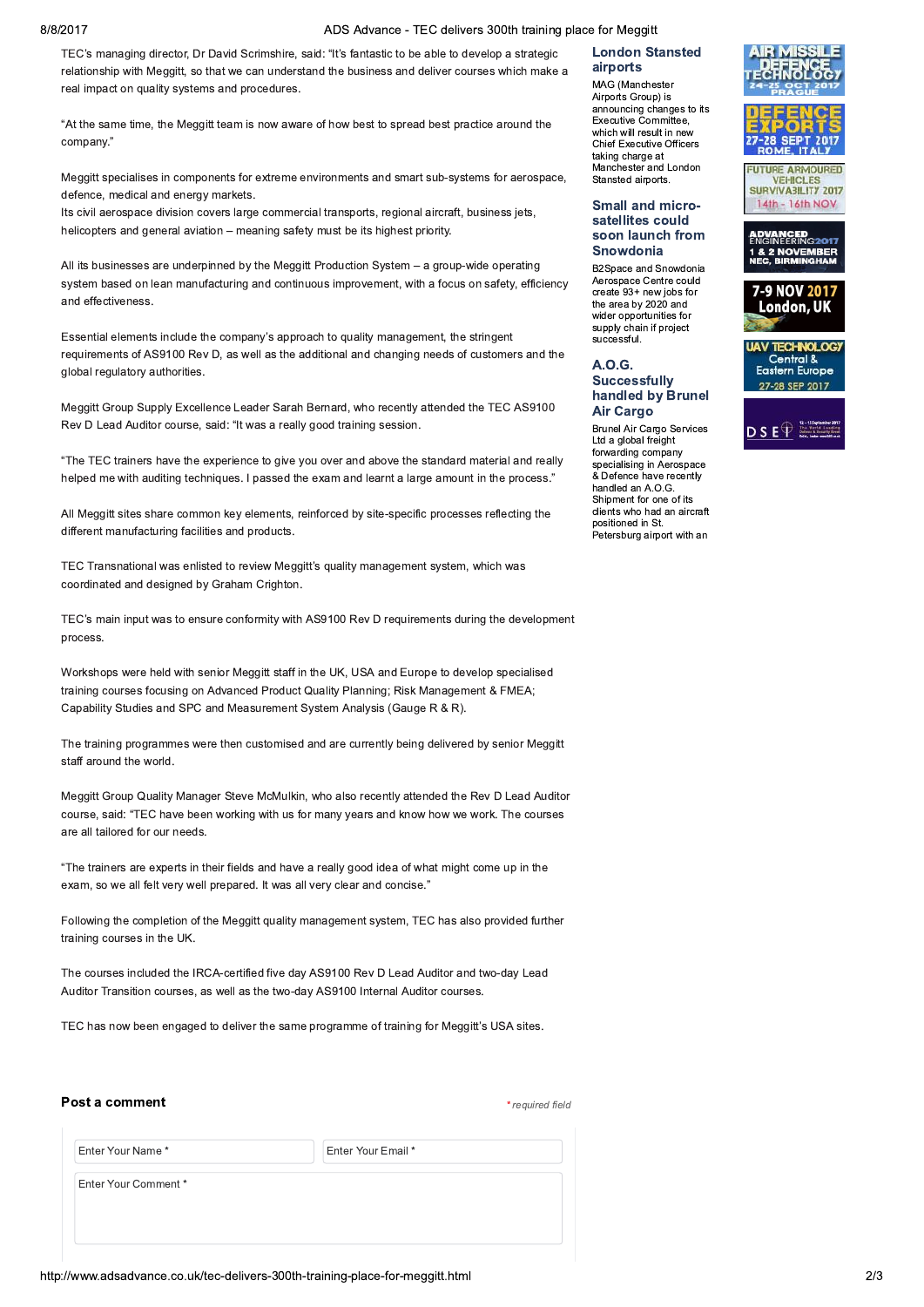TEC's managing director, Dr David Scrimshire, said: "It's fantastic to be able to develop a strategic relationship with Meggitt, so that we can understand the business and deliver courses which make a real impact on quality systems and procedures.

"At the same time, the Meggitt team is now aware of how best to spread best practice around the company."

Meggitt specialises in components for extreme environments and smart sub-systems for aerospace, defence, medical and energy markets.
Its civil aerospace division covers large commercial transports, regional aircraft, business jets, helicopters and general aviation – meaning safety must be its highest priority.

All its businesses are underpinned by the Meggitt Production System – a group-wide operating system based on lean manufacturing and continuous improvement, with a focus on safety, efficiency and effectiveness.

Essential elements include the company's approach to quality management, the stringent requirements of AS9100 Rev D, as well as the additional and changing needs of customers and the global regulatory authorities.

Meggitt Group Supply Excellence Leader Sarah Bernard, who recently attended the TEC AS9100 Rev D Lead Auditor course, said: "It was a really good training session.

"The TEC trainers have the experience to give you over and above the standard material and really helped me with auditing techniques. I passed the exam and learnt a large amount in the process."

All Meggitt sites share common key elements, reinforced by site-specific processes reflecting the different manufacturing facilities and products.

TEC Transnational was enlisted to review Meggitt's quality management system, which was coordinated and designed by Graham Crighton.

TEC's main input was to ensure conformity with AS9100 Rev D requirements during the development process.

Workshops were held with senior Meggitt staff in the UK, USA and Europe to develop specialised training courses focusing on Advanced Product Quality Planning; Risk Management & FMEA; Capability Studies and SPC and Measurement System Analysis (Gauge R & R).

The training programmes were then customised and are currently being delivered by senior Meggitt staff around the world.

Meggitt Group Quality Manager Steve McMulkin, who also recently attended the Rev D Lead Auditor course, said: "TEC have been working with us for many years and know how we work. The courses are all tailored for our needs.

"The trainers are experts in their fields and have a really good idea of what might come up in the exam, so we all felt very well prepared. It was all very clear and concise."

Following the completion of the Meggitt quality management system, TEC has also provided further training courses in the UK.

The courses included the IRCA-certified five day AS9100 Rev D Lead Auditor and two-day Lead Auditor Transition courses, as well as the two-day AS9100 Internal Auditor courses.

TEC has now been engaged to deliver the same programme of training for Meggitt's USA sites.

### London Stansted airports

MAG (Manchester Airports Group) is announcing changes to its Executive Committee, which will result in new Chief Executive Officers taking charge at Manchester and London Stansted airports.

### Small and micro-satellites could soon launch from Snowdonia

B2Space and Snowdonia Aerospace Centre could create 93+ new jobs for the area by 2020 and wider opportunities for supply chain if project successful.

### A.O.G. Successfully handled by Brunel Air Cargo

Brunel Air Cargo Services Ltd a global freight forwarding company specialising in Aerospace & Defence have recently handled an A.O.G. Shipment for one of its clients who had an aircraft positioned in St. Petersburg airport with an

AIR MISSILE DEFENCE TECHNOLOGY 24-25 OCT 2017 PRAGUE

DEFENCE EXPORTS 27-28 SEPT 2017 ROME, ITALY

FUTURE ARMOURED VEHICLES SURVIVABILITY 2017 14th - 16th NOV

ADVANCED ENGINEERING 2017 1 & 2 NOVEMBER NEC, BIRMINGHAM

7-9 NOV 2017 London, UK

UAV TECHNOLOGY Central & Eastern Europe 27-28 SEP 2017

DSEI

## Post a comment

*\* required field*

Enter Your Name *

Enter Your Email *

Enter Your Comment *